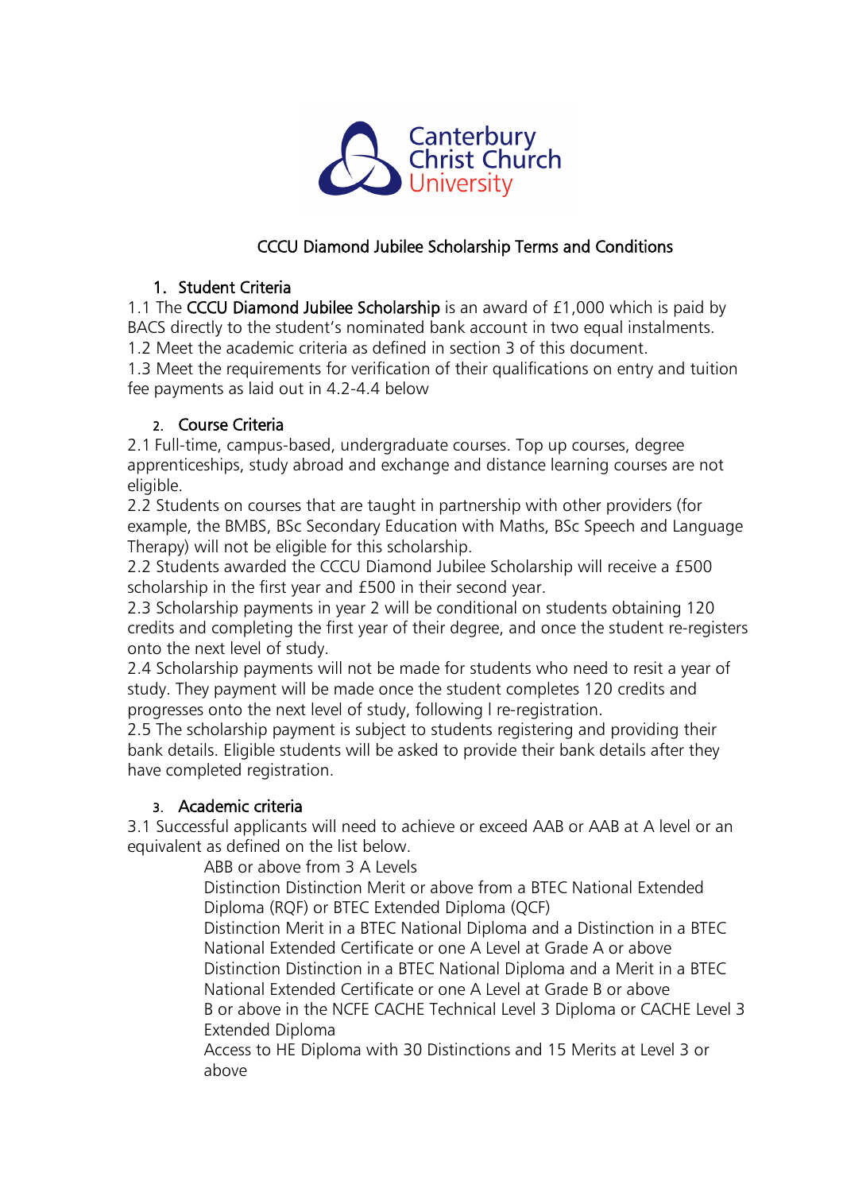Canterbury Christ Church University

# CCCU Diamond Jubilee Scholarship Terms and Conditions

## 1. Student Criteria

1.1 The **CCCU Diamond Jubilee Scholarship** is an award of £1,000 which is paid by BACS directly to the student's nominated bank account in two equal instalments.
1.2 Meet the academic criteria as defined in section 3 of this document.
1.3 Meet the requirements for verification of their qualifications on entry and tuition fee payments as laid out in 4.2-4.4 below

## 2. Course Criteria

2.1 Full-time, campus-based, undergraduate courses. Top up courses, degree apprenticeships, study abroad and exchange and distance learning courses are not eligible.
2.2 Students on courses that are taught in partnership with other providers (for example, the BMBS, BSc Secondary Education with Maths, BSc Speech and Language Therapy) will not be eligible for this scholarship.
2.2 Students awarded the CCCU Diamond Jubilee Scholarship will receive a £500 scholarship in the first year and £500 in their second year.
2.3 Scholarship payments in year 2 will be conditional on students obtaining 120 credits and completing the first year of their degree, and once the student re-registers onto the next level of study.
2.4 Scholarship payments will not be made for students who need to resit a year of study. They payment will be made once the student completes 120 credits and progresses onto the next level of study, following l re-registration.
2.5 The scholarship payment is subject to students registering and providing their bank details. Eligible students will be asked to provide their bank details after they have completed registration.

## 3. Academic criteria

3.1 Successful applicants will need to achieve or exceed AAB or AAB at A level or an equivalent as defined on the list below.

- ABB or above from 3 A Levels
- Distinction Distinction Merit or above from a BTEC National Extended Diploma (RQF) or BTEC Extended Diploma (QCF)
- Distinction Merit in a BTEC National Diploma and a Distinction in a BTEC National Extended Certificate or one A Level at Grade A or above
- Distinction Distinction in a BTEC National Diploma and a Merit in a BTEC National Extended Certificate or one A Level at Grade B or above
- B or above in the NCFE CACHE Technical Level 3 Diploma or CACHE Level 3 Extended Diploma
- Access to HE Diploma with 30 Distinctions and 15 Merits at Level 3 or above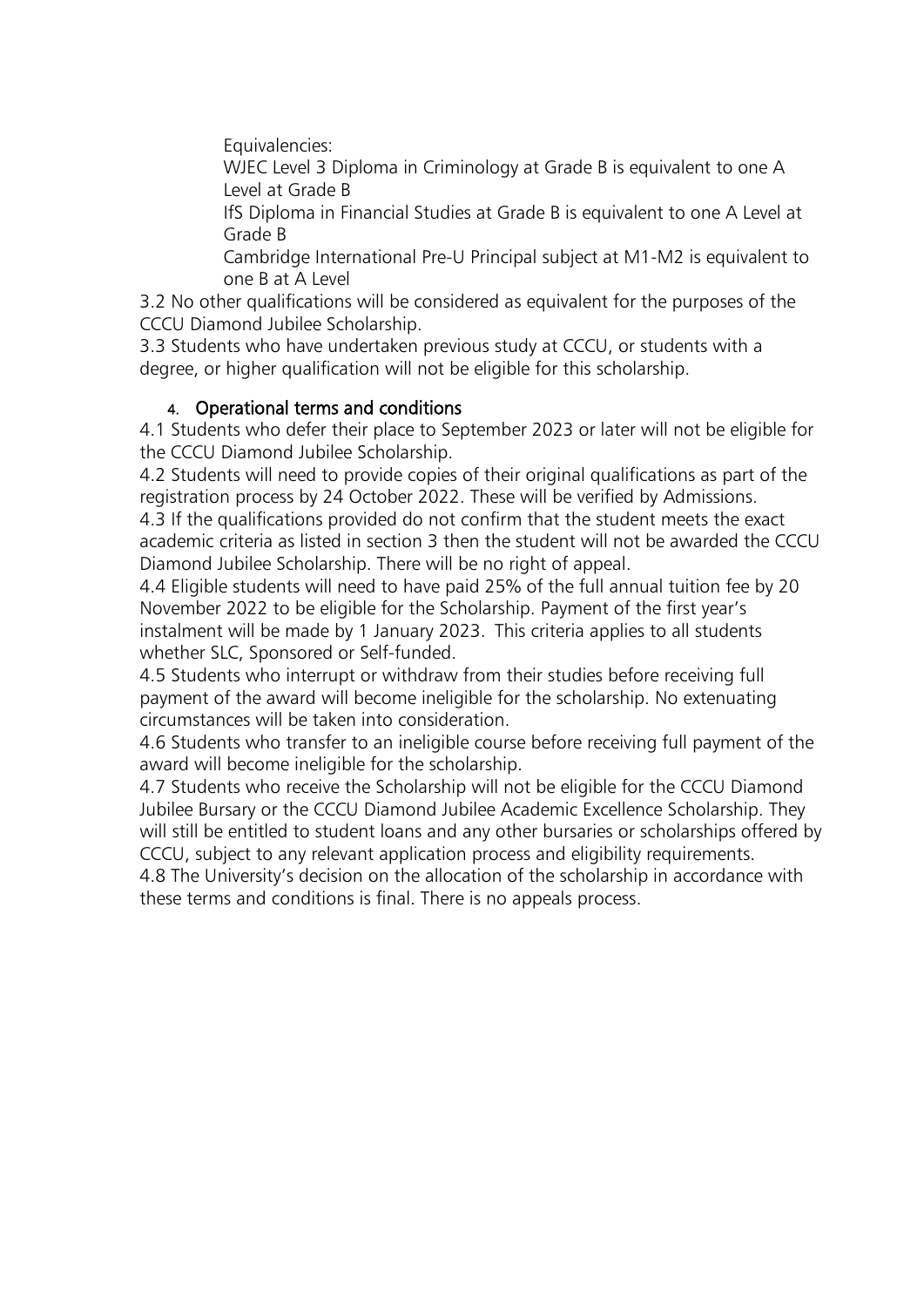Equivalencies:

WJEC Level 3 Diploma in Criminology at Grade B is equivalent to one A Level at Grade B

IfS Diploma in Financial Studies at Grade B is equivalent to one A Level at Grade B

Cambridge International Pre-U Principal subject at M1-M2 is equivalent to one B at A Level

3.2 No other qualifications will be considered as equivalent for the purposes of the CCCU Diamond Jubilee Scholarship.

3.3 Students who have undertaken previous study at CCCU, or students with a degree, or higher qualification will not be eligible for this scholarship.

## 4. Operational terms and conditions

4.1 Students who defer their place to September 2023 or later will not be eligible for the CCCU Diamond Jubilee Scholarship.

4.2 Students will need to provide copies of their original qualifications as part of the registration process by 24 October 2022. These will be verified by Admissions.

4.3 If the qualifications provided do not confirm that the student meets the exact academic criteria as listed in section 3 then the student will not be awarded the CCCU Diamond Jubilee Scholarship. There will be no right of appeal.

4.4 Eligible students will need to have paid 25% of the full annual tuition fee by 20 November 2022 to be eligible for the Scholarship. Payment of the first year's instalment will be made by 1 January 2023. This criteria applies to all students whether SLC, Sponsored or Self-funded.

4.5 Students who interrupt or withdraw from their studies before receiving full payment of the award will become ineligible for the scholarship. No extenuating circumstances will be taken into consideration.

4.6 Students who transfer to an ineligible course before receiving full payment of the award will become ineligible for the scholarship.

4.7 Students who receive the Scholarship will not be eligible for the CCCU Diamond Jubilee Bursary or the CCCU Diamond Jubilee Academic Excellence Scholarship. They will still be entitled to student loans and any other bursaries or scholarships offered by CCCU, subject to any relevant application process and eligibility requirements.

4.8 The University's decision on the allocation of the scholarship in accordance with these terms and conditions is final. There is no appeals process.